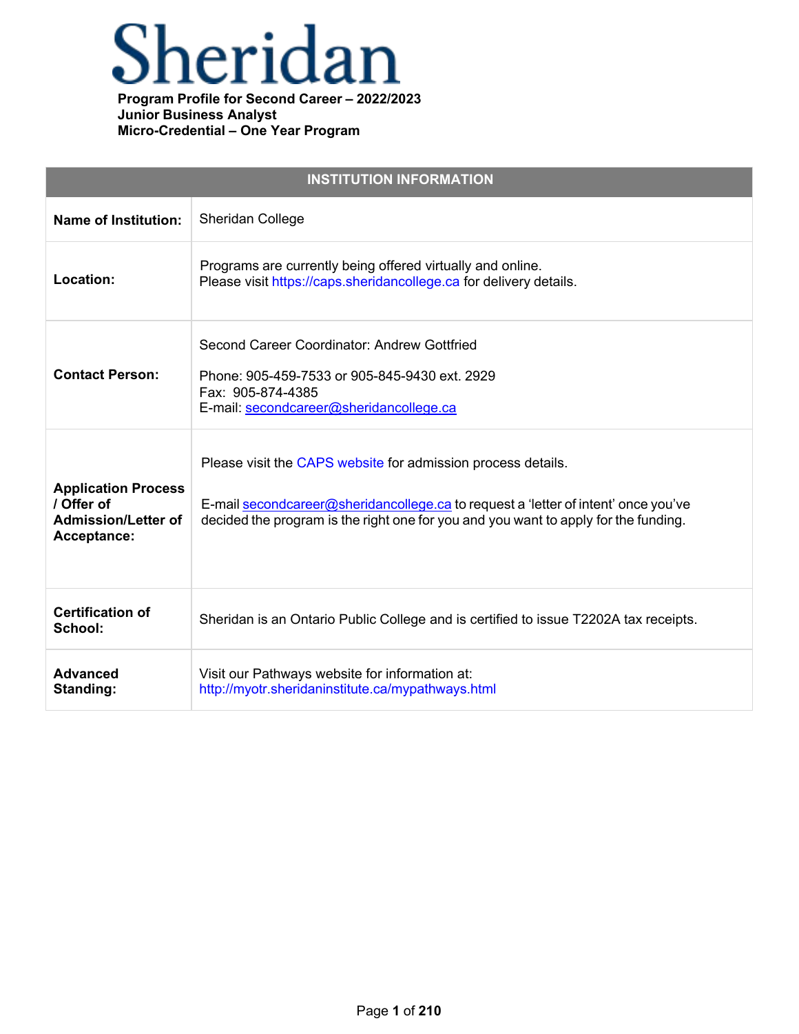# Sheridan

**Program Profile for Second Career – 2022/2023**
**Junior Business Analyst**
**Micro-Credential – One Year Program**

| INSTITUTION INFORMATION | |
|---|---|
| **Name of Institution:** | Sheridan College |
| **Location:** | Programs are currently being offered virtually and online.<br>Please visit https://caps.sheridancollege.ca for delivery details. |
| **Contact Person:** | Second Career Coordinator: Andrew Gottfried<br><br>Phone: 905-459-7533 or 905-845-9430 ext. 2929<br>Fax: 905-874-4385<br>E-mail: secondcareer@sheridancollege.ca |
| **Application Process / Offer of Admission/Letter of Acceptance:** | Please visit the CAPS website for admission process details.<br><br>E-mail secondcareer@sheridancollege.ca to request a 'letter of intent' once you've decided the program is the right one for you and you want to apply for the funding. |
| **Certification of School:** | Sheridan is an Ontario Public College and is certified to issue T2202A tax receipts. |
| **Advanced Standing:** | Visit our Pathways website for information at:<br>http://myotr.sheridaninstitute.ca/mypathways.html |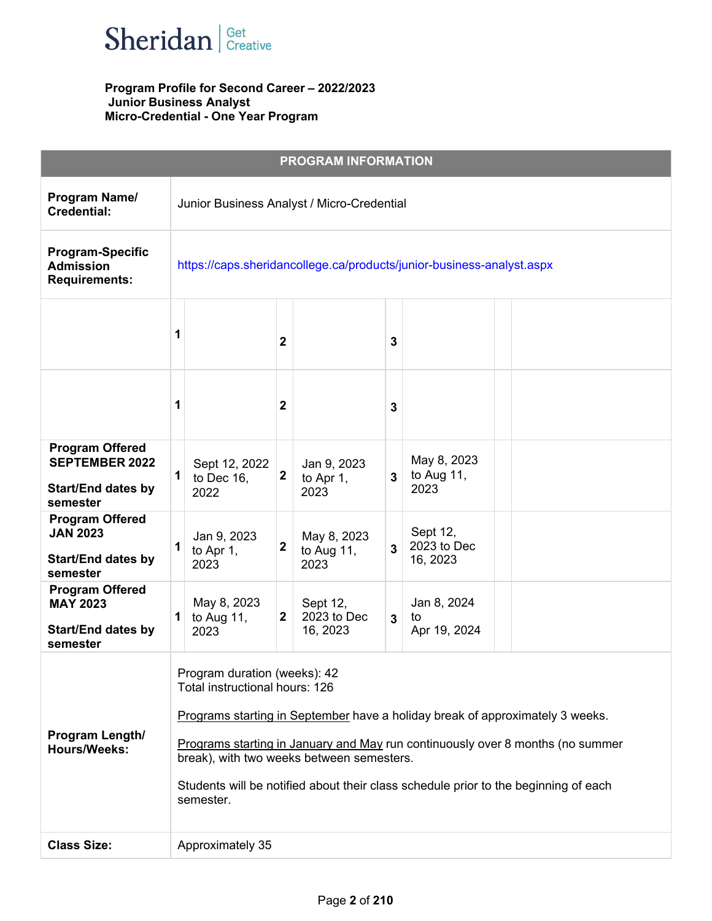Sheridan | Get Creative

**Program Profile for Second Career – 2022/2023**
**Junior Business Analyst**
**Micro-Credential - One Year Program**

| PROGRAM INFORMATION | | | | | | | | |
|---|---|---|---|---|---|---|---|---|
| **Program Name/ Credential:** | Junior Business Analyst / Micro-Credential | | | | | | | |
| **Program-Specific Admission Requirements:** | https://caps.sheridancollege.ca/products/junior-business-analyst.aspx | | | | | | | |
| | **1** | | **2** | | **3** | | | |
| | **1** | | **2** | | **3** | | | |
| **Program Offered SEPTEMBER 2022** **Start/End dates by semester** | **1** | Sept 12, 2022 to Dec 16, 2022 | **2** | Jan 9, 2023 to Apr 1, 2023 | **3** | May 8, 2023 to Aug 11, 2023 | | |
| **Program Offered JAN 2023** **Start/End dates by semester** | **1** | Jan 9, 2023 to Apr 1, 2023 | **2** | May 8, 2023 to Aug 11, 2023 | **3** | Sept 12, 2023 to Dec 16, 2023 | | |
| **Program Offered MAY 2023** **Start/End dates by semester** | **1** | May 8, 2023 to Aug 11, 2023 | **2** | Sept 12, 2023 to Dec 16, 2023 | **3** | Jan 8, 2024 to Apr 19, 2024 | | |
| **Program Length/ Hours/Weeks:** | Program duration (weeks): 42<br>Total instructional hours: 126<br><br>Programs starting in September have a holiday break of approximately 3 weeks.<br><br>Programs starting in January and May run continuously over 8 months (no summer break), with two weeks between semesters.<br><br>Students will be notified about their class schedule prior to the beginning of each semester. | | | | | | | |
| **Class Size:** | Approximately 35 | | | | | | | |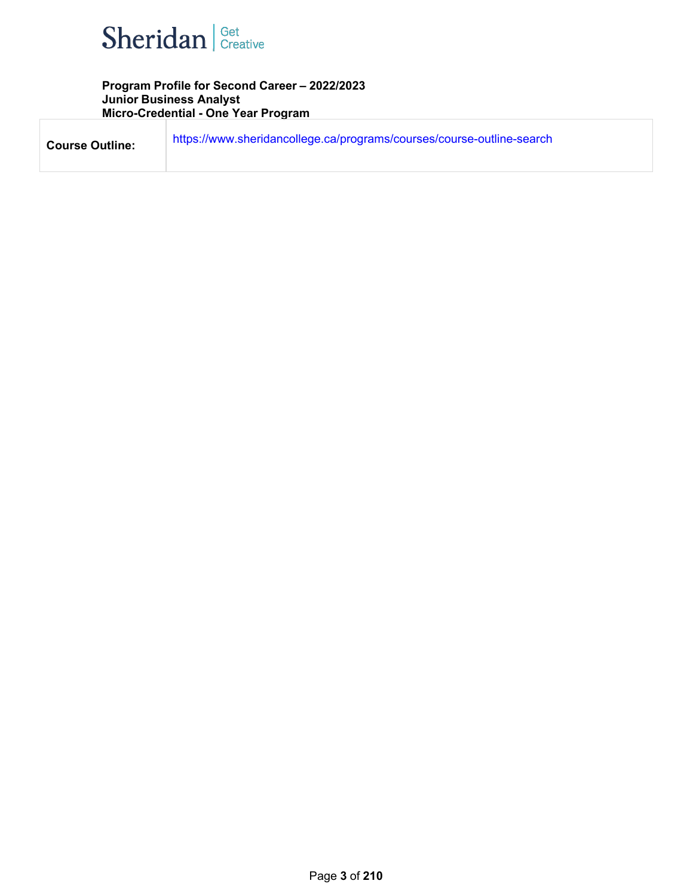**Program Profile for Second Career – 2022/2023**
**Junior Business Analyst**
**Micro-Credential - One Year Program**

| **Course Outline:** | https://www.sheridancollege.ca/programs/courses/course-outline-search |
|---|---|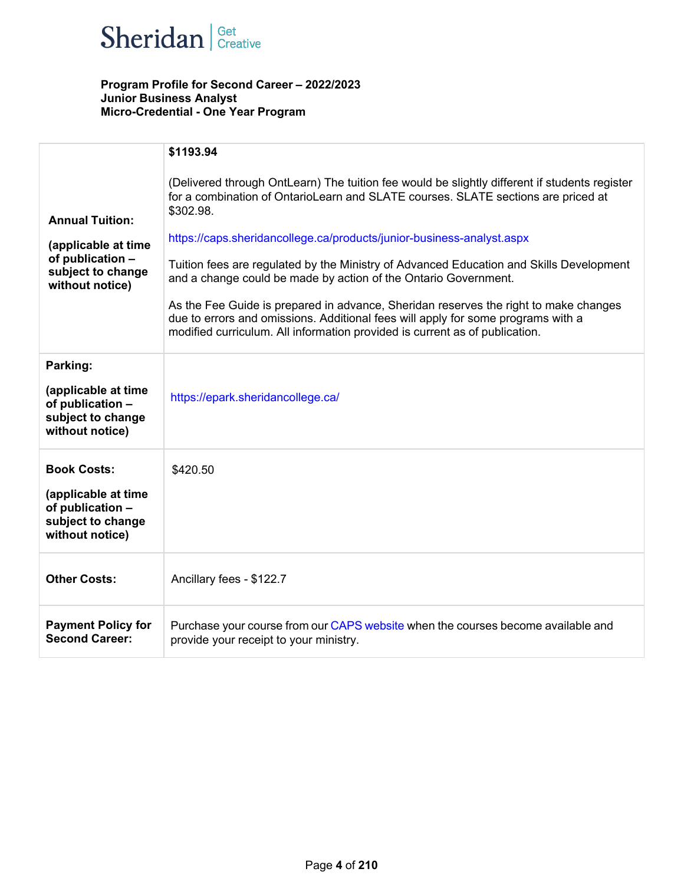**Program Profile for Second Career – 2022/2023**
**Junior Business Analyst**
**Micro-Credential - One Year Program**

| | |
|---|---|
| **Annual Tuition:**<br><br>**(applicable at time of publication – subject to change without notice)** | **$1193.94**<br><br>(Delivered through OntLearn) The tuition fee would be slightly different if students register for a combination of OntarioLearn and SLATE courses. SLATE sections are priced at $302.98.<br><br>https://caps.sheridancollege.ca/products/junior-business-analyst.aspx<br><br>Tuition fees are regulated by the Ministry of Advanced Education and Skills Development and a change could be made by action of the Ontario Government.<br><br>As the Fee Guide is prepared in advance, Sheridan reserves the right to make changes due to errors and omissions. Additional fees will apply for some programs with a modified curriculum. All information provided is current as of publication. |
| **Parking:**<br><br>**(applicable at time of publication – subject to change without notice)** | https://epark.sheridancollege.ca/ |
| **Book Costs:**<br><br>**(applicable at time of publication – subject to change without notice)** | $420.50 |
| **Other Costs:** | Ancillary fees - $122.7 |
| **Payment Policy for Second Career:** | Purchase your course from our CAPS website when the courses become available and provide your receipt to your ministry. |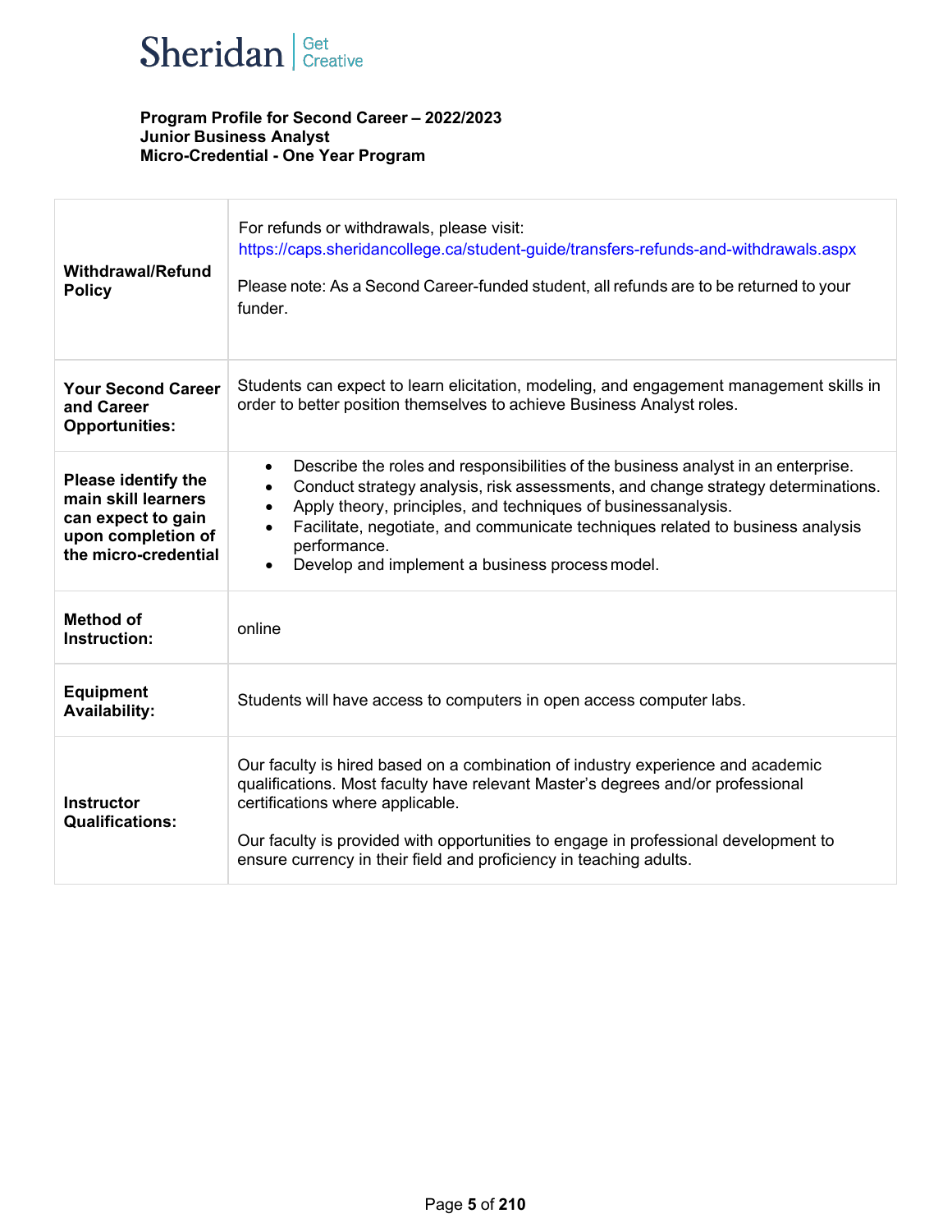Sheridan | Get Creative

**Program Profile for Second Career – 2022/2023**
**Junior Business Analyst**
**Micro-Credential - One Year Program**

| | |
|---|---|
| **Withdrawal/Refund Policy** | For refunds or withdrawals, please visit: https://caps.sheridancollege.ca/student-guide/transfers-refunds-and-withdrawals.aspx<br><br>Please note: As a Second Career-funded student, all refunds are to be returned to your funder. |
| **Your Second Career and Career Opportunities:** | Students can expect to learn elicitation, modeling, and engagement management skills in order to better position themselves to achieve Business Analyst roles. |
| **Please identify the main skill learners can expect to gain upon completion of the micro-credential** | • Describe the roles and responsibilities of the business analyst in an enterprise.<br>• Conduct strategy analysis, risk assessments, and change strategy determinations.<br>• Apply theory, principles, and techniques of businessanalysis.<br>• Facilitate, negotiate, and communicate techniques related to business analysis performance.<br>• Develop and implement a business process model. |
| **Method of Instruction:** | online |
| **Equipment Availability:** | Students will have access to computers in open access computer labs. |
| **Instructor Qualifications:** | Our faculty is hired based on a combination of industry experience and academic qualifications. Most faculty have relevant Master's degrees and/or professional certifications where applicable.<br><br>Our faculty is provided with opportunities to engage in professional development to ensure currency in their field and proficiency in teaching adults. |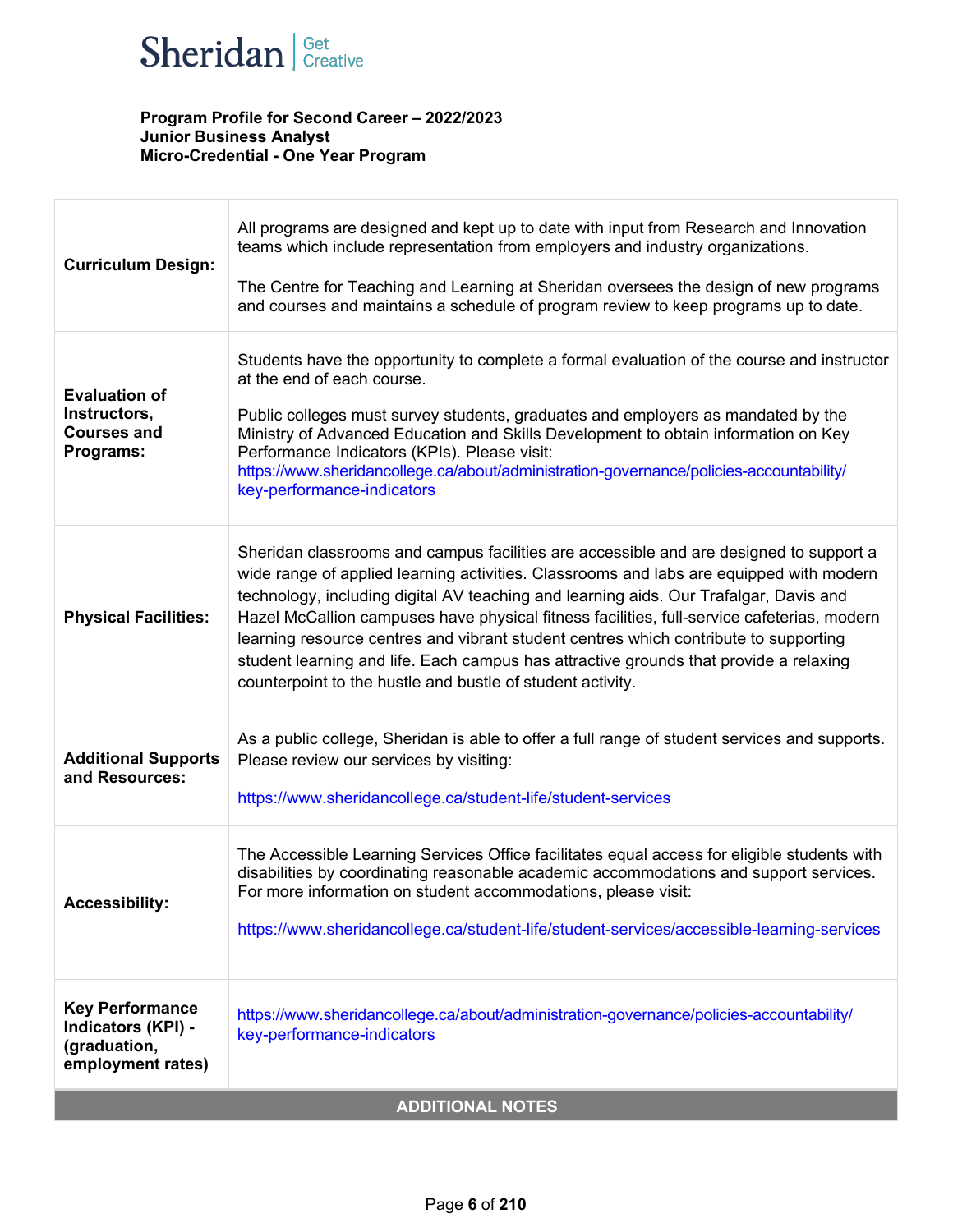**Program Profile for Second Career – 2022/2023**
**Junior Business Analyst**
**Micro-Credential - One Year Program**

| | |
|---|---|
| **Curriculum Design:** | All programs are designed and kept up to date with input from Research and Innovation teams which include representation from employers and industry organizations.<br><br>The Centre for Teaching and Learning at Sheridan oversees the design of new programs and courses and maintains a schedule of program review to keep programs up to date. |
| **Evaluation of Instructors, Courses and Programs:** | Students have the opportunity to complete a formal evaluation of the course and instructor at the end of each course.<br><br>Public colleges must survey students, graduates and employers as mandated by the Ministry of Advanced Education and Skills Development to obtain information on Key Performance Indicators (KPIs). Please visit: https://www.sheridancollege.ca/about/administration-governance/policies-accountability/key-performance-indicators |
| **Physical Facilities:** | Sheridan classrooms and campus facilities are accessible and are designed to support a wide range of applied learning activities. Classrooms and labs are equipped with modern technology, including digital AV teaching and learning aids. Our Trafalgar, Davis and Hazel McCallion campuses have physical fitness facilities, full-service cafeterias, modern learning resource centres and vibrant student centres which contribute to supporting student learning and life. Each campus has attractive grounds that provide a relaxing counterpoint to the hustle and bustle of student activity. |
| **Additional Supports and Resources:** | As a public college, Sheridan is able to offer a full range of student services and supports. Please review our services by visiting:<br><br>https://www.sheridancollege.ca/student-life/student-services |
| **Accessibility:** | The Accessible Learning Services Office facilitates equal access for eligible students with disabilities by coordinating reasonable academic accommodations and support services. For more information on student accommodations, please visit:<br><br>https://www.sheridancollege.ca/student-life/student-services/accessible-learning-services |
| **Key Performance Indicators (KPI) - (graduation, employment rates)** | https://www.sheridancollege.ca/about/administration-governance/policies-accountability/key-performance-indicators |

**ADDITIONAL NOTES**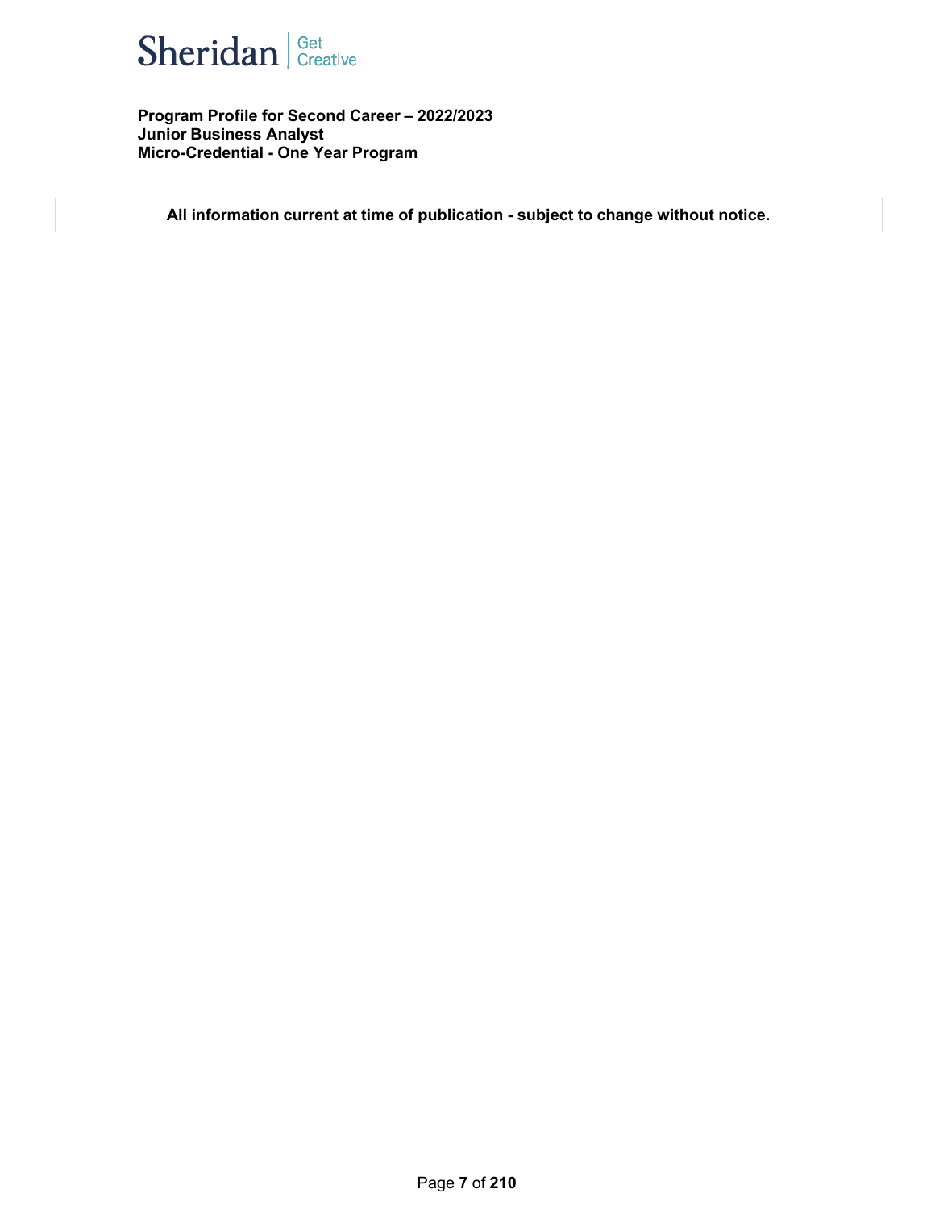**Program Profile for Second Career – 2022/2023**
**Junior Business Analyst**
**Micro-Credential - One Year Program**

**All information current at time of publication - subject to change without notice.**